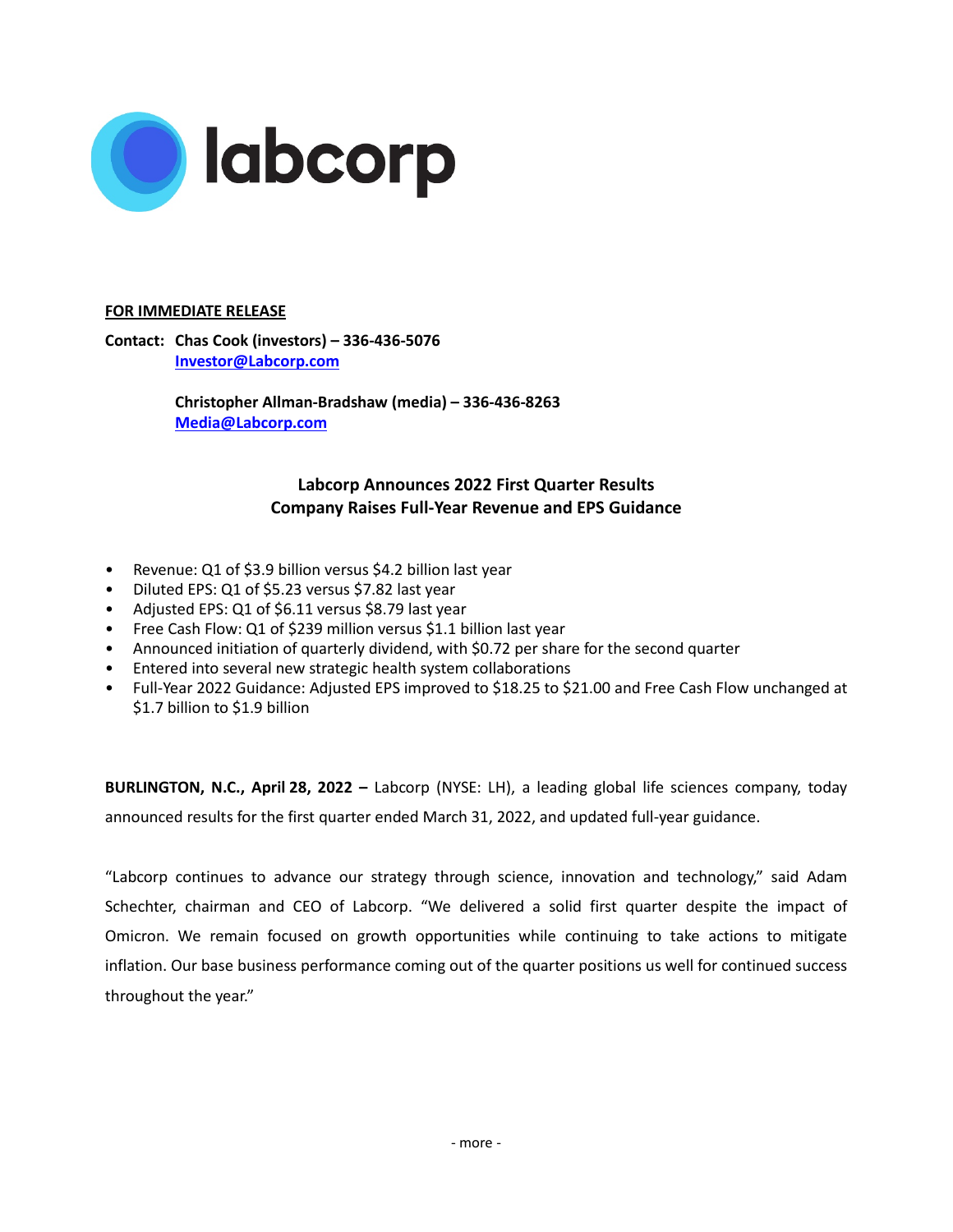**FOR IMMEDIATE RELEASE**

**Contact: Chas Cook (investors) – 336-436-5076**
**Investor@Labcorp.com**

**Christopher Allman-Bradshaw (media) – 336-436-8263**
**Media@Labcorp.com**

# Labcorp Announces 2022 First Quarter Results
## Company Raises Full-Year Revenue and EPS Guidance

- Revenue: Q1 of $3.9 billion versus $4.2 billion last year
- Diluted EPS: Q1 of $5.23 versus $7.82 last year
- Adjusted EPS: Q1 of $6.11 versus $8.79 last year
- Free Cash Flow: Q1 of $239 million versus $1.1 billion last year
- Announced initiation of quarterly dividend, with $0.72 per share for the second quarter
- Entered into several new strategic health system collaborations
- Full-Year 2022 Guidance: Adjusted EPS improved to $18.25 to $21.00 and Free Cash Flow unchanged at $1.7 billion to $1.9 billion

**BURLINGTON, N.C., April 28, 2022 –** Labcorp (NYSE: LH), a leading global life sciences company, today announced results for the first quarter ended March 31, 2022, and updated full-year guidance.

"Labcorp continues to advance our strategy through science, innovation and technology," said Adam Schechter, chairman and CEO of Labcorp. "We delivered a solid first quarter despite the impact of Omicron. We remain focused on growth opportunities while continuing to take actions to mitigate inflation. Our base business performance coming out of the quarter positions us well for continued success throughout the year."

- more -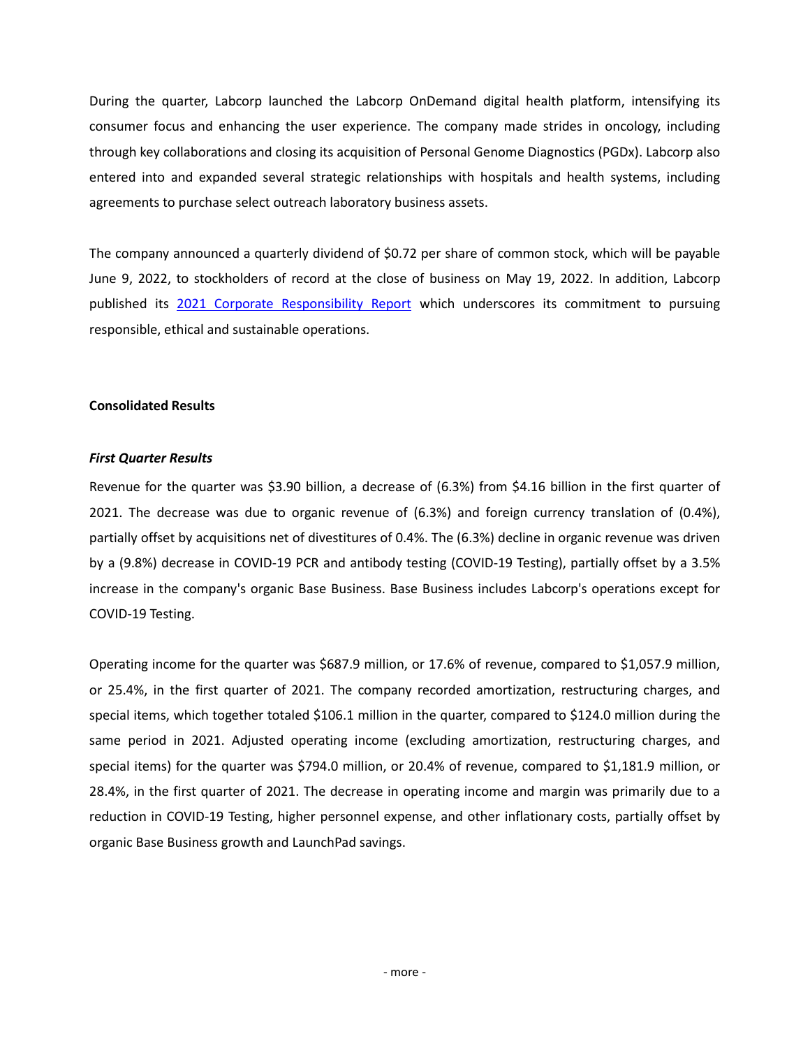During the quarter, Labcorp launched the Labcorp OnDemand digital health platform, intensifying its consumer focus and enhancing the user experience. The company made strides in oncology, including through key collaborations and closing its acquisition of Personal Genome Diagnostics (PGDx). Labcorp also entered into and expanded several strategic relationships with hospitals and health systems, including agreements to purchase select outreach laboratory business assets.

The company announced a quarterly dividend of $0.72 per share of common stock, which will be payable June 9, 2022, to stockholders of record at the close of business on May 19, 2022. In addition, Labcorp published its 2021 Corporate Responsibility Report which underscores its commitment to pursuing responsible, ethical and sustainable operations.

**Consolidated Results**

***First Quarter Results***

Revenue for the quarter was $3.90 billion, a decrease of (6.3%) from $4.16 billion in the first quarter of 2021. The decrease was due to organic revenue of (6.3%) and foreign currency translation of (0.4%), partially offset by acquisitions net of divestitures of 0.4%. The (6.3%) decline in organic revenue was driven by a (9.8%) decrease in COVID-19 PCR and antibody testing (COVID-19 Testing), partially offset by a 3.5% increase in the company's organic Base Business. Base Business includes Labcorp's operations except for COVID-19 Testing.

Operating income for the quarter was $687.9 million, or 17.6% of revenue, compared to $1,057.9 million, or 25.4%, in the first quarter of 2021. The company recorded amortization, restructuring charges, and special items, which together totaled $106.1 million in the quarter, compared to $124.0 million during the same period in 2021. Adjusted operating income (excluding amortization, restructuring charges, and special items) for the quarter was $794.0 million, or 20.4% of revenue, compared to $1,181.9 million, or 28.4%, in the first quarter of 2021. The decrease in operating income and margin was primarily due to a reduction in COVID-19 Testing, higher personnel expense, and other inflationary costs, partially offset by organic Base Business growth and LaunchPad savings.

- more -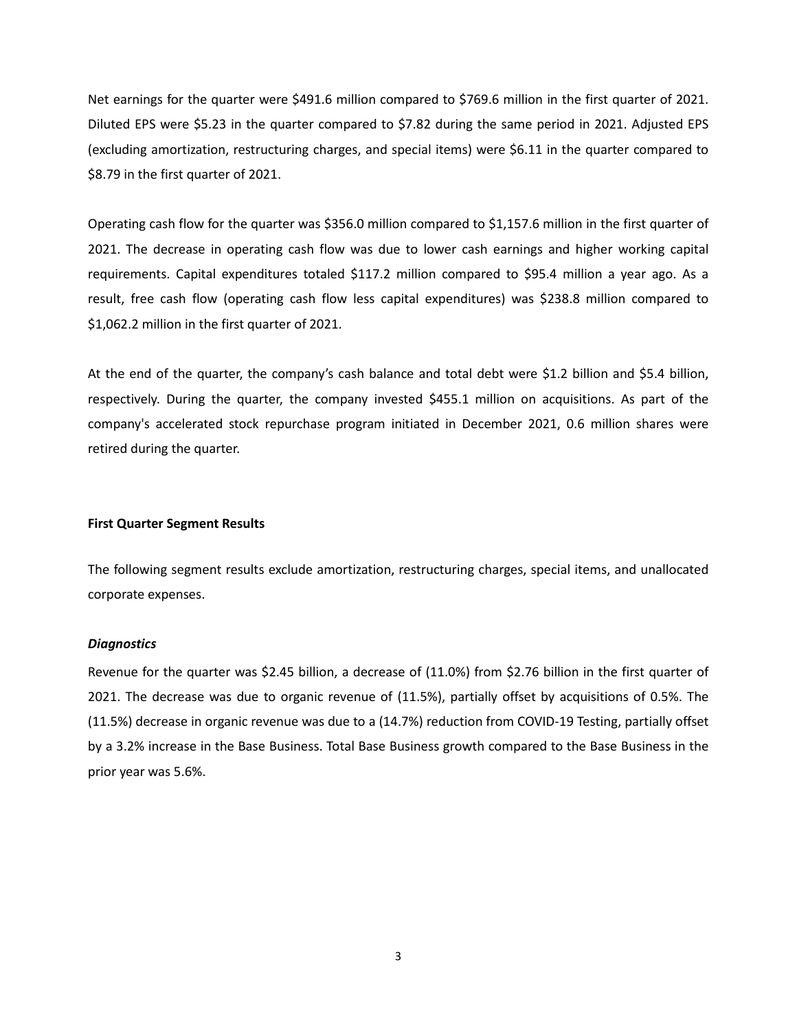Net earnings for the quarter were $491.6 million compared to $769.6 million in the first quarter of 2021. Diluted EPS were $5.23 in the quarter compared to $7.82 during the same period in 2021. Adjusted EPS (excluding amortization, restructuring charges, and special items) were $6.11 in the quarter compared to $8.79 in the first quarter of 2021.

Operating cash flow for the quarter was $356.0 million compared to $1,157.6 million in the first quarter of 2021. The decrease in operating cash flow was due to lower cash earnings and higher working capital requirements. Capital expenditures totaled $117.2 million compared to $95.4 million a year ago. As a result, free cash flow (operating cash flow less capital expenditures) was $238.8 million compared to $1,062.2 million in the first quarter of 2021.

At the end of the quarter, the company's cash balance and total debt were $1.2 billion and $5.4 billion, respectively. During the quarter, the company invested $455.1 million on acquisitions. As part of the company's accelerated stock repurchase program initiated in December 2021, 0.6 million shares were retired during the quarter.

**First Quarter Segment Results**

The following segment results exclude amortization, restructuring charges, special items, and unallocated corporate expenses.

***Diagnostics***

Revenue for the quarter was $2.45 billion, a decrease of (11.0%) from $2.76 billion in the first quarter of 2021. The decrease was due to organic revenue of (11.5%), partially offset by acquisitions of 0.5%. The (11.5%) decrease in organic revenue was due to a (14.7%) reduction from COVID-19 Testing, partially offset by a 3.2% increase in the Base Business. Total Base Business growth compared to the Base Business in the prior year was 5.6%.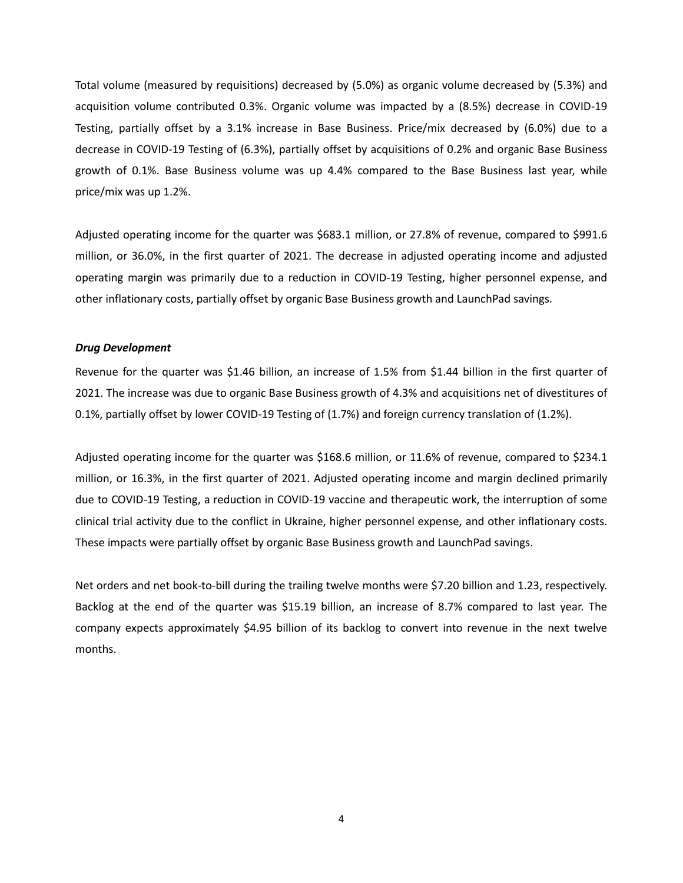Total volume (measured by requisitions) decreased by (5.0%) as organic volume decreased by (5.3%) and acquisition volume contributed 0.3%. Organic volume was impacted by a (8.5%) decrease in COVID-19 Testing, partially offset by a 3.1% increase in Base Business. Price/mix decreased by (6.0%) due to a decrease in COVID-19 Testing of (6.3%), partially offset by acquisitions of 0.2% and organic Base Business growth of 0.1%. Base Business volume was up 4.4% compared to the Base Business last year, while price/mix was up 1.2%.

Adjusted operating income for the quarter was $683.1 million, or 27.8% of revenue, compared to $991.6 million, or 36.0%, in the first quarter of 2021. The decrease in adjusted operating income and adjusted operating margin was primarily due to a reduction in COVID-19 Testing, higher personnel expense, and other inflationary costs, partially offset by organic Base Business growth and LaunchPad savings.

***Drug Development***

Revenue for the quarter was $1.46 billion, an increase of 1.5% from $1.44 billion in the first quarter of 2021. The increase was due to organic Base Business growth of 4.3% and acquisitions net of divestitures of 0.1%, partially offset by lower COVID-19 Testing of (1.7%) and foreign currency translation of (1.2%).

Adjusted operating income for the quarter was $168.6 million, or 11.6% of revenue, compared to $234.1 million, or 16.3%, in the first quarter of 2021. Adjusted operating income and margin declined primarily due to COVID-19 Testing, a reduction in COVID-19 vaccine and therapeutic work, the interruption of some clinical trial activity due to the conflict in Ukraine, higher personnel expense, and other inflationary costs. These impacts were partially offset by organic Base Business growth and LaunchPad savings.

Net orders and net book-to-bill during the trailing twelve months were $7.20 billion and 1.23, respectively. Backlog at the end of the quarter was $15.19 billion, an increase of 8.7% compared to last year. The company expects approximately $4.95 billion of its backlog to convert into revenue in the next twelve months.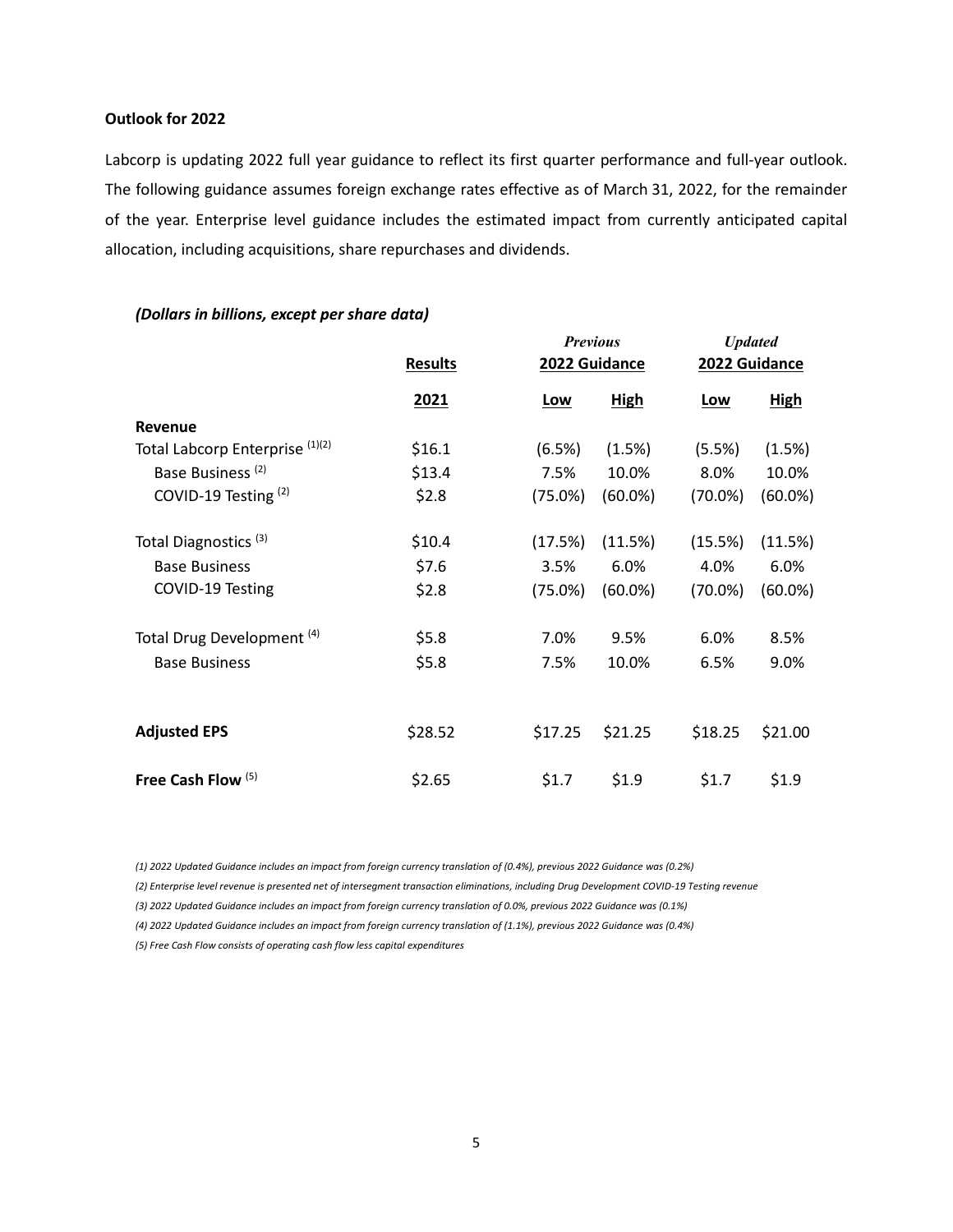**Outlook for 2022**

Labcorp is updating 2022 full year guidance to reflect its first quarter performance and full-year outlook. The following guidance assumes foreign exchange rates effective as of March 31, 2022, for the remainder of the year. Enterprise level guidance includes the estimated impact from currently anticipated capital allocation, including acquisitions, share repurchases and dividends.

***(Dollars in billions, except per share data)***

| | Results | *Previous* 2022 Guidance | | *Updated* 2022 Guidance | |
|---|---|---|---|---|---|
| | 2021 | Low | High | Low | High |
| **Revenue** | | | | | |
| Total Labcorp Enterprise [(1)(2)] | $16.1 | (6.5%) | (1.5%) | (5.5%) | (1.5%) |
| Base Business [(2)] | $13.4 | 7.5% | 10.0% | 8.0% | 10.0% |
| COVID-19 Testing [(2)] | $2.8 | (75.0%) | (60.0%) | (70.0%) | (60.0%) |
| Total Diagnostics [(3)] | $10.4 | (17.5%) | (11.5%) | (15.5%) | (11.5%) |
| Base Business | $7.6 | 3.5% | 6.0% | 4.0% | 6.0% |
| COVID-19 Testing | $2.8 | (75.0%) | (60.0%) | (70.0%) | (60.0%) |
| Total Drug Development [(4)] | $5.8 | 7.0% | 9.5% | 6.0% | 8.5% |
| Base Business | $5.8 | 7.5% | 10.0% | 6.5% | 9.0% |
| **Adjusted EPS** | $28.52 | $17.25 | $21.25 | $18.25 | $21.00 |
| **Free Cash Flow** [(5)] | $2.65 | $1.7 | $1.9 | $1.7 | $1.9 |

*(1) 2022 Updated Guidance includes an impact from foreign currency translation of (0.4%), previous 2022 Guidance was (0.2%)*

*(2) Enterprise level revenue is presented net of intersegment transaction eliminations, including Drug Development COVID-19 Testing revenue*

*(3) 2022 Updated Guidance includes an impact from foreign currency translation of 0.0%, previous 2022 Guidance was (0.1%)*

*(4) 2022 Updated Guidance includes an impact from foreign currency translation of (1.1%), previous 2022 Guidance was (0.4%)*

*(5) Free Cash Flow consists of operating cash flow less capital expenditures*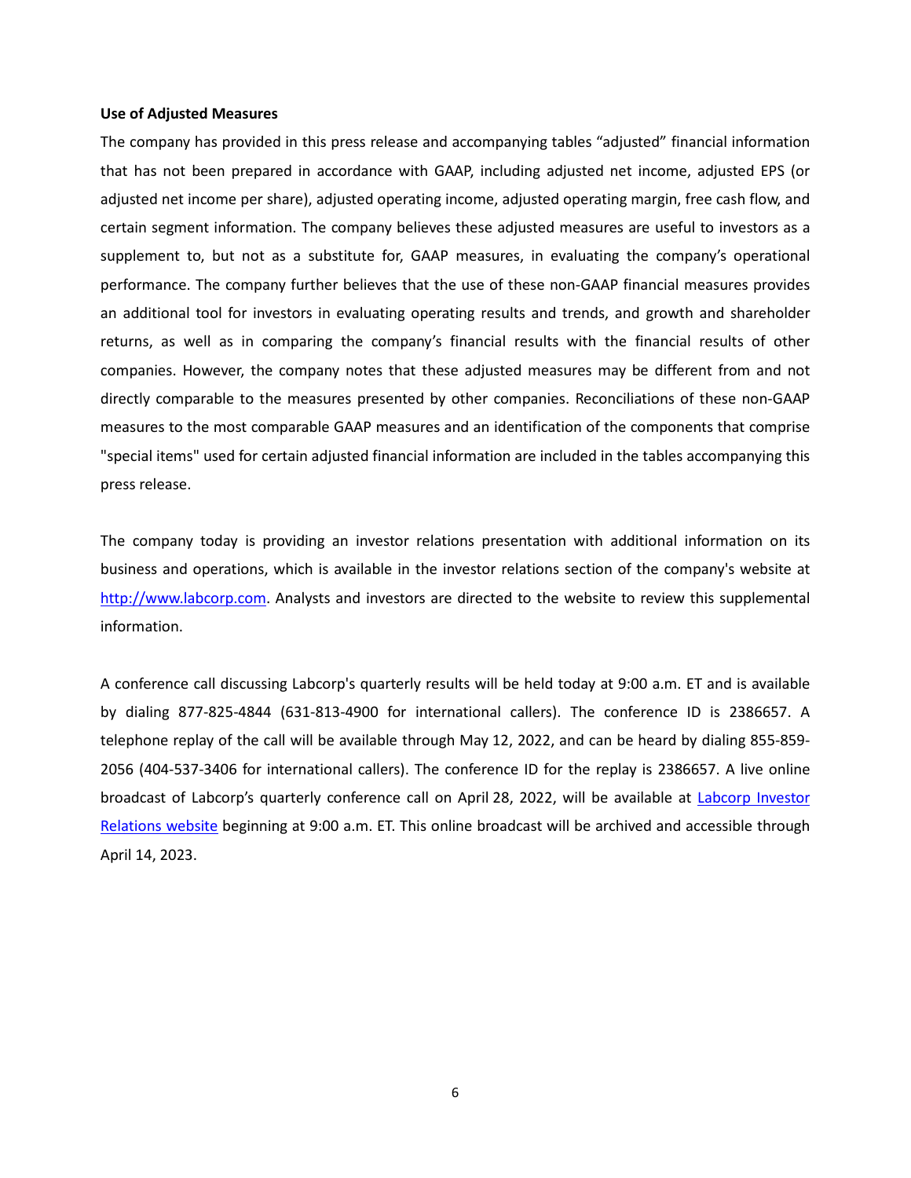**Use of Adjusted Measures**

The company has provided in this press release and accompanying tables "adjusted" financial information that has not been prepared in accordance with GAAP, including adjusted net income, adjusted EPS (or adjusted net income per share), adjusted operating income, adjusted operating margin, free cash flow, and certain segment information. The company believes these adjusted measures are useful to investors as a supplement to, but not as a substitute for, GAAP measures, in evaluating the company's operational performance. The company further believes that the use of these non-GAAP financial measures provides an additional tool for investors in evaluating operating results and trends, and growth and shareholder returns, as well as in comparing the company's financial results with the financial results of other companies. However, the company notes that these adjusted measures may be different from and not directly comparable to the measures presented by other companies. Reconciliations of these non-GAAP measures to the most comparable GAAP measures and an identification of the components that comprise "special items" used for certain adjusted financial information are included in the tables accompanying this press release.

The company today is providing an investor relations presentation with additional information on its business and operations, which is available in the investor relations section of the company's website at [http://www.labcorp.com](http://www.labcorp.com). Analysts and investors are directed to the website to review this supplemental information.

A conference call discussing Labcorp's quarterly results will be held today at 9:00 a.m. ET and is available by dialing 877-825-4844 (631-813-4900 for international callers). The conference ID is 2386657. A telephone replay of the call will be available through May 12, 2022, and can be heard by dialing 855-859-2056 (404-537-3406 for international callers). The conference ID for the replay is 2386657. A live online broadcast of Labcorp's quarterly conference call on April 28, 2022, will be available at Labcorp Investor Relations website beginning at 9:00 a.m. ET. This online broadcast will be archived and accessible through April 14, 2023.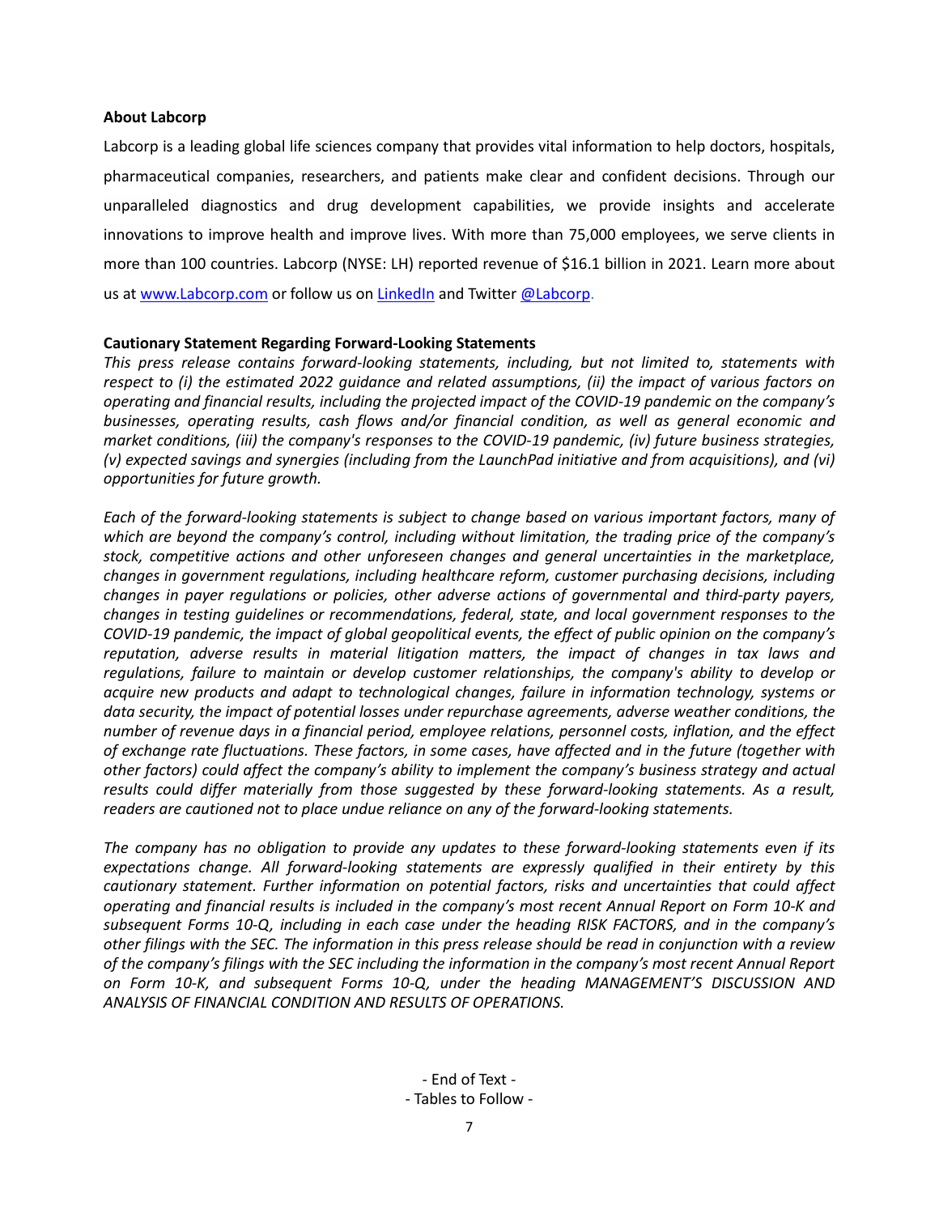**About Labcorp**

Labcorp is a leading global life sciences company that provides vital information to help doctors, hospitals, pharmaceutical companies, researchers, and patients make clear and confident decisions. Through our unparalleled diagnostics and drug development capabilities, we provide insights and accelerate innovations to improve health and improve lives. With more than 75,000 employees, we serve clients in more than 100 countries. Labcorp (NYSE: LH) reported revenue of $16.1 billion in 2021. Learn more about us at [www.Labcorp.com](www.Labcorp.com) or follow us on [LinkedIn]() and Twitter [@Labcorp]().

**Cautionary Statement Regarding Forward-Looking Statements**

*This press release contains forward-looking statements, including, but not limited to, statements with respect to (i) the estimated 2022 guidance and related assumptions, (ii) the impact of various factors on operating and financial results, including the projected impact of the COVID-19 pandemic on the company's businesses, operating results, cash flows and/or financial condition, as well as general economic and market conditions, (iii) the company's responses to the COVID-19 pandemic, (iv) future business strategies, (v) expected savings and synergies (including from the LaunchPad initiative and from acquisitions), and (vi) opportunities for future growth.*

*Each of the forward-looking statements is subject to change based on various important factors, many of which are beyond the company's control, including without limitation, the trading price of the company's stock, competitive actions and other unforeseen changes and general uncertainties in the marketplace, changes in government regulations, including healthcare reform, customer purchasing decisions, including changes in payer regulations or policies, other adverse actions of governmental and third-party payers, changes in testing guidelines or recommendations, federal, state, and local government responses to the COVID-19 pandemic, the impact of global geopolitical events, the effect of public opinion on the company's reputation, adverse results in material litigation matters, the impact of changes in tax laws and regulations, failure to maintain or develop customer relationships, the company's ability to develop or acquire new products and adapt to technological changes, failure in information technology, systems or data security, the impact of potential losses under repurchase agreements, adverse weather conditions, the number of revenue days in a financial period, employee relations, personnel costs, inflation, and the effect of exchange rate fluctuations. These factors, in some cases, have affected and in the future (together with other factors) could affect the company's ability to implement the company's business strategy and actual results could differ materially from those suggested by these forward-looking statements. As a result, readers are cautioned not to place undue reliance on any of the forward-looking statements.*

*The company has no obligation to provide any updates to these forward-looking statements even if its expectations change. All forward-looking statements are expressly qualified in their entirety by this cautionary statement. Further information on potential factors, risks and uncertainties that could affect operating and financial results is included in the company's most recent Annual Report on Form 10-K and subsequent Forms 10-Q, including in each case under the heading RISK FACTORS, and in the company's other filings with the SEC. The information in this press release should be read in conjunction with a review of the company's filings with the SEC including the information in the company's most recent Annual Report on Form 10-K, and subsequent Forms 10-Q, under the heading MANAGEMENT'S DISCUSSION AND ANALYSIS OF FINANCIAL CONDITION AND RESULTS OF OPERATIONS.*

- End of Text -
- Tables to Follow -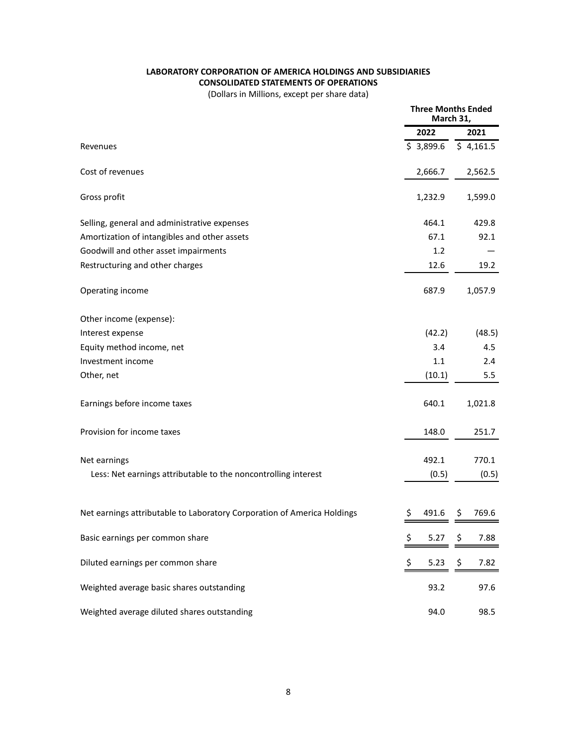**LABORATORY CORPORATION OF AMERICA HOLDINGS AND SUBSIDIARIES**
**CONSOLIDATED STATEMENTS OF OPERATIONS**
(Dollars in Millions, except per share data)

| | Three Months Ended March 31, | |
|---|---|---|
| | 2022 | 2021 |
| Revenues | $ 3,899.6 | $ 4,161.5 |
| Cost of revenues | 2,666.7 | 2,562.5 |
| Gross profit | 1,232.9 | 1,599.0 |
| Selling, general and administrative expenses | 464.1 | 429.8 |
| Amortization of intangibles and other assets | 67.1 | 92.1 |
| Goodwill and other asset impairments | 1.2 | — |
| Restructuring and other charges | 12.6 | 19.2 |
| Operating income | 687.9 | 1,057.9 |
| Other income (expense): | | |
| Interest expense | (42.2) | (48.5) |
| Equity method income, net | 3.4 | 4.5 |
| Investment income | 1.1 | 2.4 |
| Other, net | (10.1) | 5.5 |
| Earnings before income taxes | 640.1 | 1,021.8 |
| Provision for income taxes | 148.0 | 251.7 |
| Net earnings | 492.1 | 770.1 |
| Less: Net earnings attributable to the noncontrolling interest | (0.5) | (0.5) |
| Net earnings attributable to Laboratory Corporation of America Holdings | $ 491.6 | $ 769.6 |
| Basic earnings per common share | $ 5.27 | $ 7.88 |
| Diluted earnings per common share | $ 5.23 | $ 7.82 |
| Weighted average basic shares outstanding | 93.2 | 97.6 |
| Weighted average diluted shares outstanding | 94.0 | 98.5 |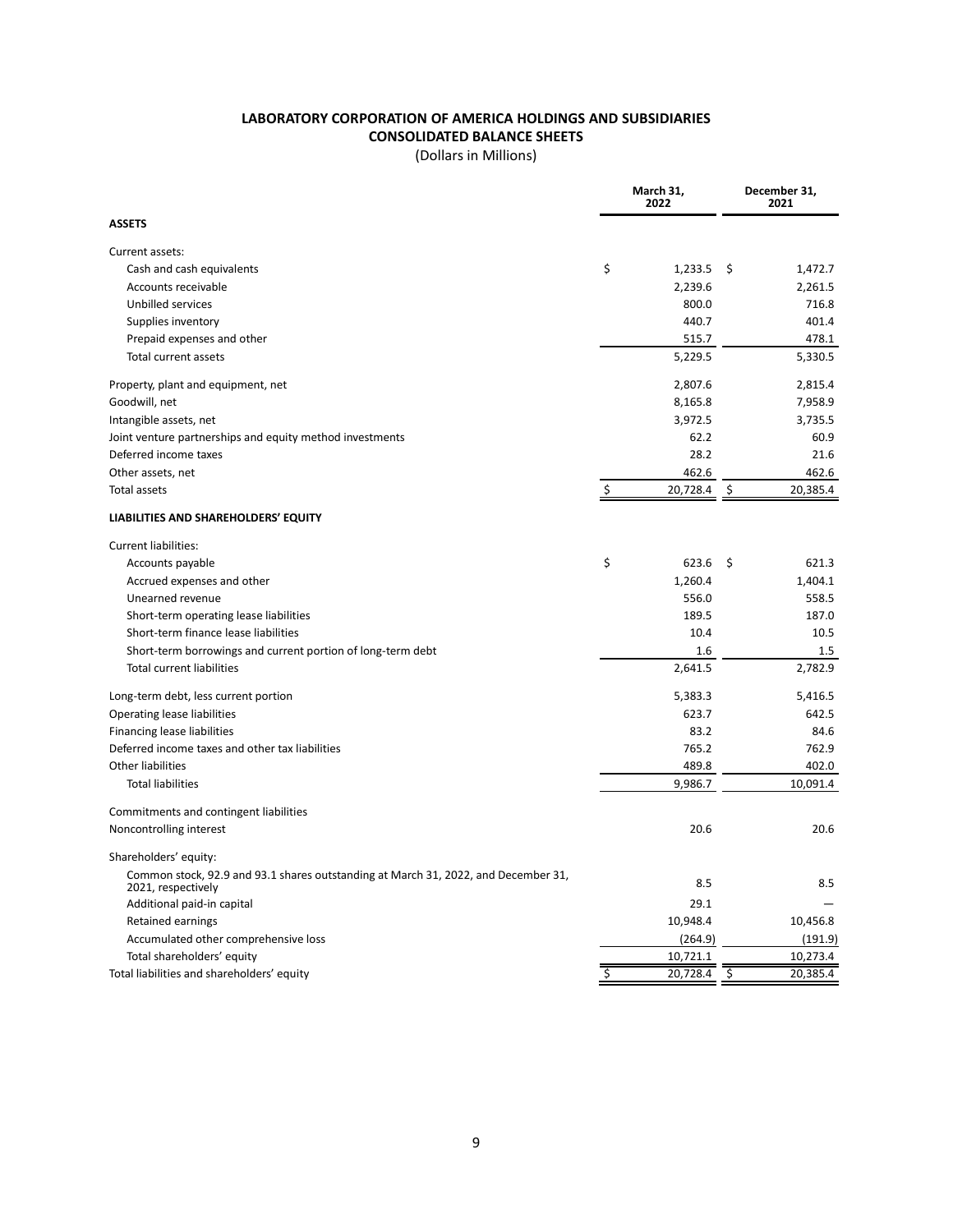# LABORATORY CORPORATION OF AMERICA HOLDINGS AND SUBSIDIARIES
## CONSOLIDATED BALANCE SHEETS
(Dollars in Millions)

| | March 31, 2022 | December 31, 2021 |
|---|---|---|
| **ASSETS** | | |
| Current assets: | | |
| Cash and cash equivalents | $ 1,233.5 | $ 1,472.7 |
| Accounts receivable | 2,239.6 | 2,261.5 |
| Unbilled services | 800.0 | 716.8 |
| Supplies inventory | 440.7 | 401.4 |
| Prepaid expenses and other | 515.7 | 478.1 |
| Total current assets | 5,229.5 | 5,330.5 |
| Property, plant and equipment, net | 2,807.6 | 2,815.4 |
| Goodwill, net | 8,165.8 | 7,958.9 |
| Intangible assets, net | 3,972.5 | 3,735.5 |
| Joint venture partnerships and equity method investments | 62.2 | 60.9 |
| Deferred income taxes | 28.2 | 21.6 |
| Other assets, net | 462.6 | 462.6 |
| Total assets | $ 20,728.4 | $ 20,385.4 |
| **LIABILITIES AND SHAREHOLDERS' EQUITY** | | |
| Current liabilities: | | |
| Accounts payable | $ 623.6 | $ 621.3 |
| Accrued expenses and other | 1,260.4 | 1,404.1 |
| Unearned revenue | 556.0 | 558.5 |
| Short-term operating lease liabilities | 189.5 | 187.0 |
| Short-term finance lease liabilities | 10.4 | 10.5 |
| Short-term borrowings and current portion of long-term debt | 1.6 | 1.5 |
| Total current liabilities | 2,641.5 | 2,782.9 |
| Long-term debt, less current portion | 5,383.3 | 5,416.5 |
| Operating lease liabilities | 623.7 | 642.5 |
| Financing lease liabilities | 83.2 | 84.6 |
| Deferred income taxes and other tax liabilities | 765.2 | 762.9 |
| Other liabilities | 489.8 | 402.0 |
| Total liabilities | 9,986.7 | 10,091.4 |
| Commitments and contingent liabilities | | |
| Noncontrolling interest | 20.6 | 20.6 |
| Shareholders' equity: | | |
| Common stock, 92.9 and 93.1 shares outstanding at March 31, 2022, and December 31, 2021, respectively | 8.5 | 8.5 |
| Additional paid-in capital | 29.1 | — |
| Retained earnings | 10,948.4 | 10,456.8 |
| Accumulated other comprehensive loss | (264.9) | (191.9) |
| Total shareholders' equity | 10,721.1 | 10,273.4 |
| Total liabilities and shareholders' equity | $ 20,728.4 | $ 20,385.4 |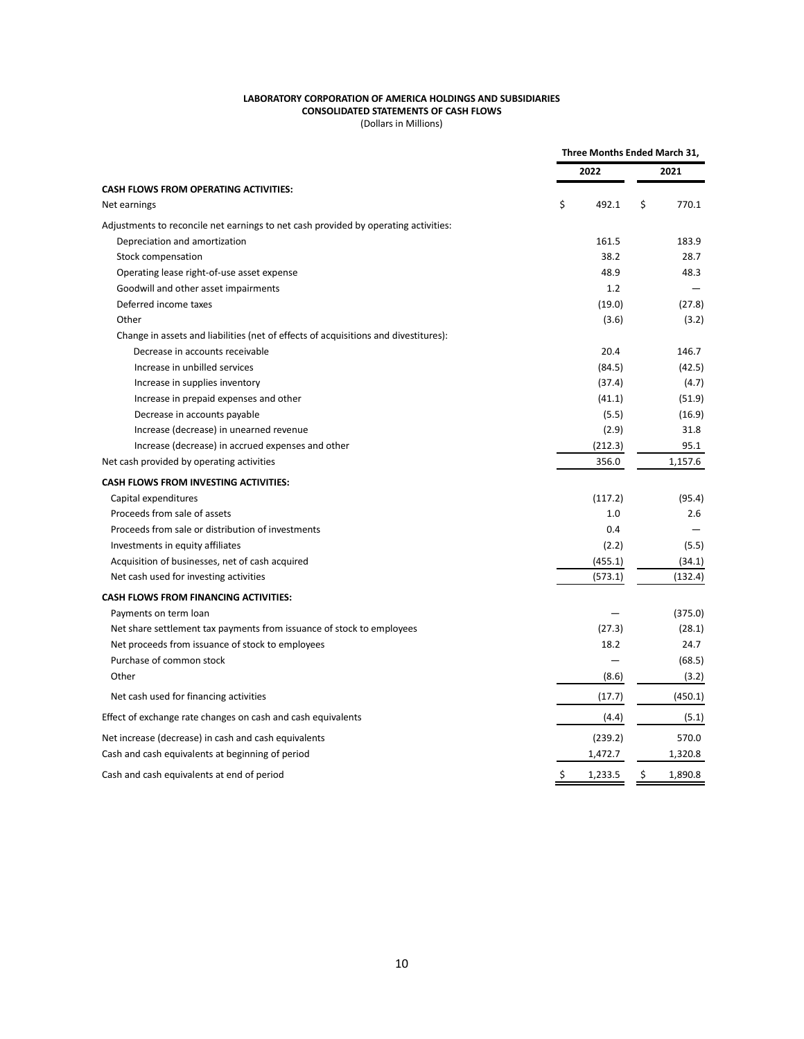**LABORATORY CORPORATION OF AMERICA HOLDINGS AND SUBSIDIARIES**
**CONSOLIDATED STATEMENTS OF CASH FLOWS**
(Dollars in Millions)

| | Three Months Ended March 31, | |
|---|---|---|
| | 2022 | 2021 |
| **CASH FLOWS FROM OPERATING ACTIVITIES:** | | |
| Net earnings | $ 492.1 | $ 770.1 |
| Adjustments to reconcile net earnings to net cash provided by operating activities: | | |
| Depreciation and amortization | 161.5 | 183.9 |
| Stock compensation | 38.2 | 28.7 |
| Operating lease right-of-use asset expense | 48.9 | 48.3 |
| Goodwill and other asset impairments | 1.2 | — |
| Deferred income taxes | (19.0) | (27.8) |
| Other | (3.6) | (3.2) |
| Change in assets and liabilities (net of effects of acquisitions and divestitures): | | |
| Decrease in accounts receivable | 20.4 | 146.7 |
| Increase in unbilled services | (84.5) | (42.5) |
| Increase in supplies inventory | (37.4) | (4.7) |
| Increase in prepaid expenses and other | (41.1) | (51.9) |
| Decrease in accounts payable | (5.5) | (16.9) |
| Increase (decrease) in unearned revenue | (2.9) | 31.8 |
| Increase (decrease) in accrued expenses and other | (212.3) | 95.1 |
| Net cash provided by operating activities | 356.0 | 1,157.6 |
| **CASH FLOWS FROM INVESTING ACTIVITIES:** | | |
| Capital expenditures | (117.2) | (95.4) |
| Proceeds from sale of assets | 1.0 | 2.6 |
| Proceeds from sale or distribution of investments | 0.4 | — |
| Investments in equity affiliates | (2.2) | (5.5) |
| Acquisition of businesses, net of cash acquired | (455.1) | (34.1) |
| Net cash used for investing activities | (573.1) | (132.4) |
| **CASH FLOWS FROM FINANCING ACTIVITIES:** | | |
| Payments on term loan | — | (375.0) |
| Net share settlement tax payments from issuance of stock to employees | (27.3) | (28.1) |
| Net proceeds from issuance of stock to employees | 18.2 | 24.7 |
| Purchase of common stock | — | (68.5) |
| Other | (8.6) | (3.2) |
| Net cash used for financing activities | (17.7) | (450.1) |
| Effect of exchange rate changes on cash and cash equivalents | (4.4) | (5.1) |
| Net increase (decrease) in cash and cash equivalents | (239.2) | 570.0 |
| Cash and cash equivalents at beginning of period | 1,472.7 | 1,320.8 |
| Cash and cash equivalents at end of period | $ 1,233.5 | $ 1,890.8 |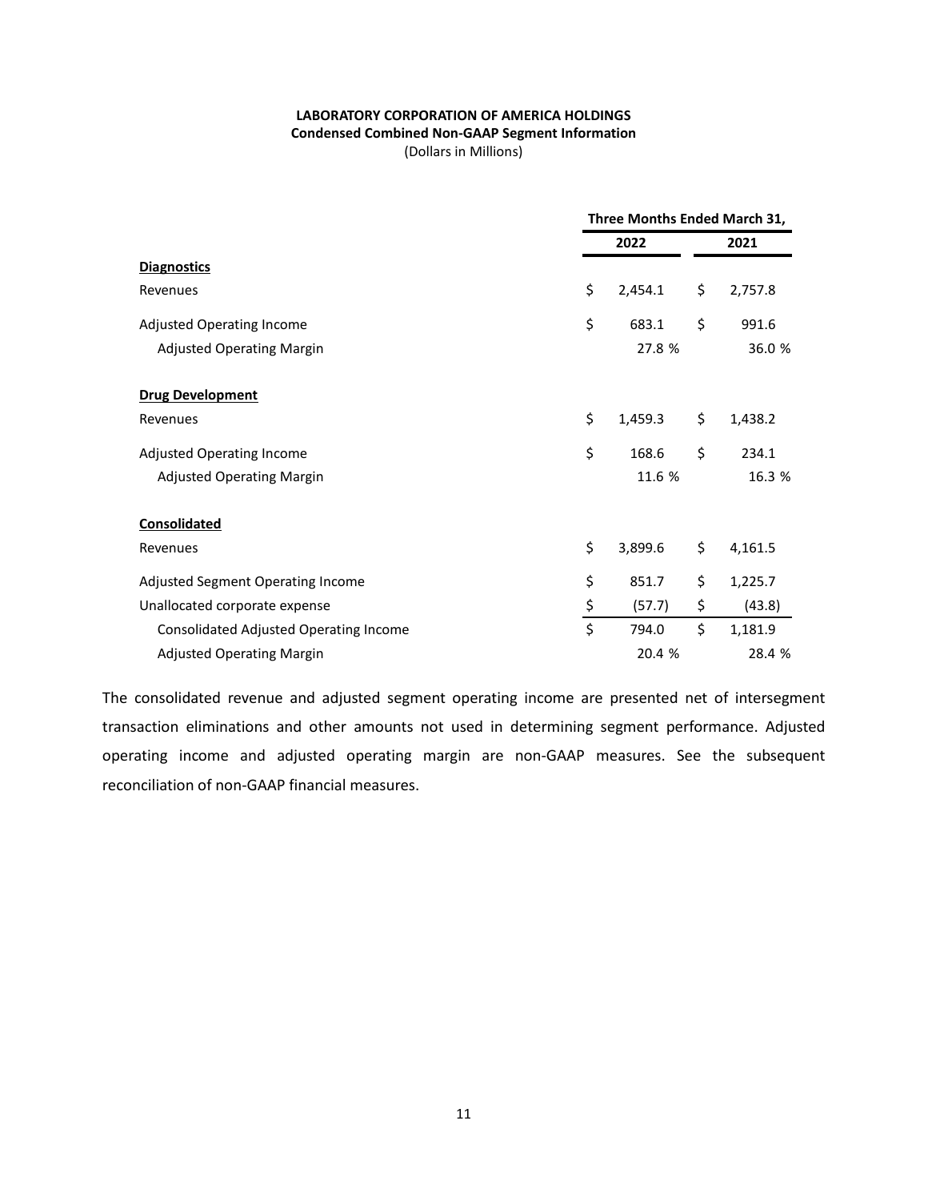**LABORATORY CORPORATION OF AMERICA HOLDINGS**
**Condensed Combined Non-GAAP Segment Information**
(Dollars in Millions)

| | Three Months Ended March 31, | |
|---|---|---|
| | 2022 | 2021 |
| **Diagnostics** | | |
| Revenues | $ 2,454.1 | $ 2,757.8 |
| Adjusted Operating Income | $ 683.1 | $ 991.6 |
| Adjusted Operating Margin | 27.8 % | 36.0 % |
| **Drug Development** | | |
| Revenues | $ 1,459.3 | $ 1,438.2 |
| Adjusted Operating Income | $ 168.6 | $ 234.1 |
| Adjusted Operating Margin | 11.6 % | 16.3 % |
| **Consolidated** | | |
| Revenues | $ 3,899.6 | $ 4,161.5 |
| Adjusted Segment Operating Income | $ 851.7 | $ 1,225.7 |
| Unallocated corporate expense | $ (57.7) | $ (43.8) |
| Consolidated Adjusted Operating Income | $ 794.0 | $ 1,181.9 |
| Adjusted Operating Margin | 20.4 % | 28.4 % |

The consolidated revenue and adjusted segment operating income are presented net of intersegment transaction eliminations and other amounts not used in determining segment performance. Adjusted operating income and adjusted operating margin are non-GAAP measures. See the subsequent reconciliation of non-GAAP financial measures.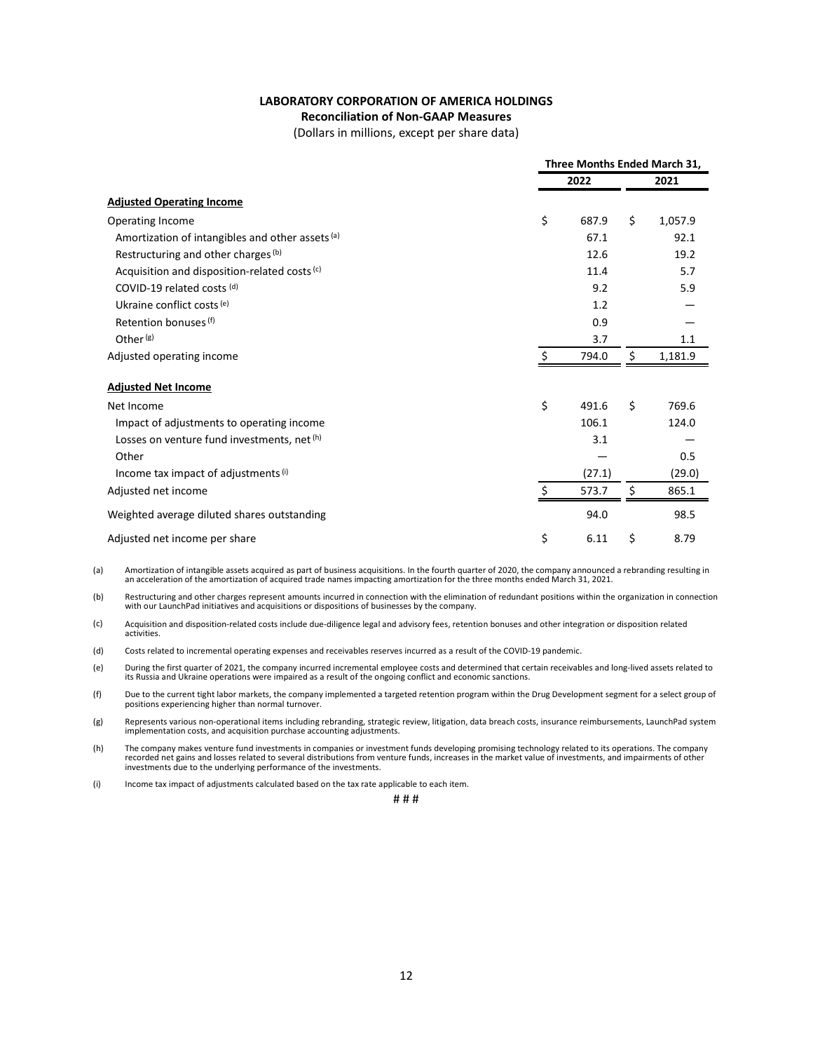**LABORATORY CORPORATION OF AMERICA HOLDINGS**
**Reconciliation of Non-GAAP Measures**
(Dollars in millions, except per share data)

| | Three Months Ended March 31, | |
|---|---|---|
| | 2022 | 2021 |
| **Adjusted Operating Income** | | |
| Operating Income | $ 687.9 | $ 1,057.9 |
| Amortization of intangibles and other assets [(a)] | 67.1 | 92.1 |
| Restructuring and other charges [(b)] | 12.6 | 19.2 |
| Acquisition and disposition-related costs [(c)] | 11.4 | 5.7 |
| COVID-19 related costs [(d)] | 9.2 | 5.9 |
| Ukraine conflict costs [(e)] | 1.2 | — |
| Retention bonuses [(f)] | 0.9 | — |
| Other [(g)] | 3.7 | 1.1 |
| Adjusted operating income | $ 794.0 | $ 1,181.9 |
| **Adjusted Net Income** | | |
| Net Income | $ 491.6 | $ 769.6 |
| Impact of adjustments to operating income | 106.1 | 124.0 |
| Losses on venture fund investments, net [(h)] | 3.1 | — |
| Other | — | 0.5 |
| Income tax impact of adjustments [(i)] | (27.1) | (29.0) |
| Adjusted net income | $ 573.7 | $ 865.1 |
| Weighted average diluted shares outstanding | 94.0 | 98.5 |
| Adjusted net income per share | $ 6.11 | $ 8.79 |

(a) Amortization of intangible assets acquired as part of business acquisitions. In the fourth quarter of 2020, the company announced a rebranding resulting in an acceleration of the amortization of acquired trade names impacting amortization for the three months ended March 31, 2021.

(b) Restructuring and other charges represent amounts incurred in connection with the elimination of redundant positions within the organization in connection with our LaunchPad initiatives and acquisitions or dispositions of businesses by the company.

(c) Acquisition and disposition-related costs include due-diligence legal and advisory fees, retention bonuses and other integration or disposition related activities.

(d) Costs related to incremental operating expenses and receivables reserves incurred as a result of the COVID-19 pandemic.

(e) During the first quarter of 2021, the company incurred incremental employee costs and determined that certain receivables and long-lived assets related to its Russia and Ukraine operations were impaired as a result of the ongoing conflict and economic sanctions.

(f) Due to the current tight labor markets, the company implemented a targeted retention program within the Drug Development segment for a select group of positions experiencing higher than normal turnover.

(g) Represents various non-operational items including rebranding, strategic review, litigation, data breach costs, insurance reimbursements, LaunchPad system implementation costs, and acquisition purchase accounting adjustments.

(h) The company makes venture fund investments in companies or investment funds developing promising technology related to its operations. The company recorded net gains and losses related to several distributions from venture funds, increases in the market value of investments, and impairments of other investments due to the underlying performance of the investments.

(i) Income tax impact of adjustments calculated based on the tax rate applicable to each item.

# # #